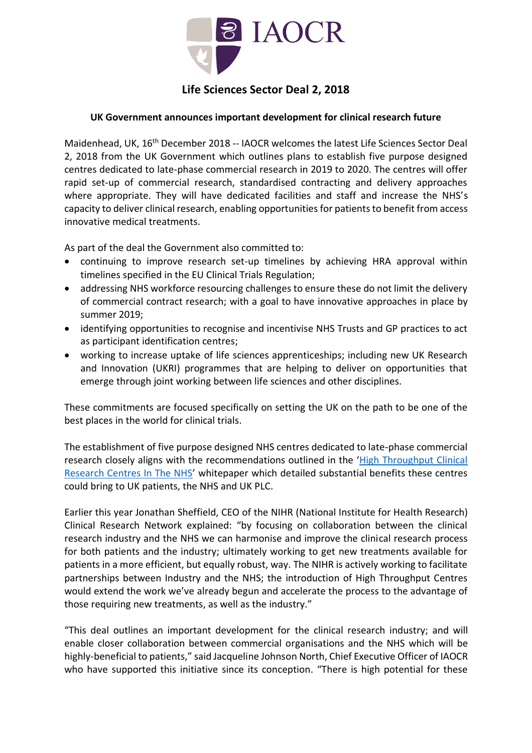IAOCR

# Life Sciences Sector Deal 2, 2018

**UK Government announces important development for clinical research future**

Maidenhead, UK, 16th December 2018 -- IAOCR welcomes the latest Life Sciences Sector Deal 2, 2018 from the UK Government which outlines plans to establish five purpose designed centres dedicated to late-phase commercial research in 2019 to 2020. The centres will offer rapid set-up of commercial research, standardised contracting and delivery approaches where appropriate. They will have dedicated facilities and staff and increase the NHS's capacity to deliver clinical research, enabling opportunities for patients to benefit from access innovative medical treatments.

As part of the deal the Government also committed to:

- continuing to improve research set-up timelines by achieving HRA approval within timelines specified in the EU Clinical Trials Regulation;
- addressing NHS workforce resourcing challenges to ensure these do not limit the delivery of commercial contract research; with a goal to have innovative approaches in place by summer 2019;
- identifying opportunities to recognise and incentivise NHS Trusts and GP practices to act as participant identification centres;
- working to increase uptake of life sciences apprenticeships; including new UK Research and Innovation (UKRI) programmes that are helping to deliver on opportunities that emerge through joint working between life sciences and other disciplines.

These commitments are focused specifically on setting the UK on the path to be one of the best places in the world for clinical trials.

The establishment of five purpose designed NHS centres dedicated to late-phase commercial research closely aligns with the recommendations outlined in the '[High Throughput Clinical Research Centres In The NHS]' whitepaper which detailed substantial benefits these centres could bring to UK patients, the NHS and UK PLC.

Earlier this year Jonathan Sheffield, CEO of the NIHR (National Institute for Health Research) Clinical Research Network explained: "by focusing on collaboration between the clinical research industry and the NHS we can harmonise and improve the clinical research process for both patients and the industry; ultimately working to get new treatments available for patients in a more efficient, but equally robust, way. The NIHR is actively working to facilitate partnerships between Industry and the NHS; the introduction of High Throughput Centres would extend the work we've already begun and accelerate the process to the advantage of those requiring new treatments, as well as the industry."

"This deal outlines an important development for the clinical research industry; and will enable closer collaboration between commercial organisations and the NHS which will be highly-beneficial to patients," said Jacqueline Johnson North, Chief Executive Officer of IAOCR who have supported this initiative since its conception. "There is high potential for these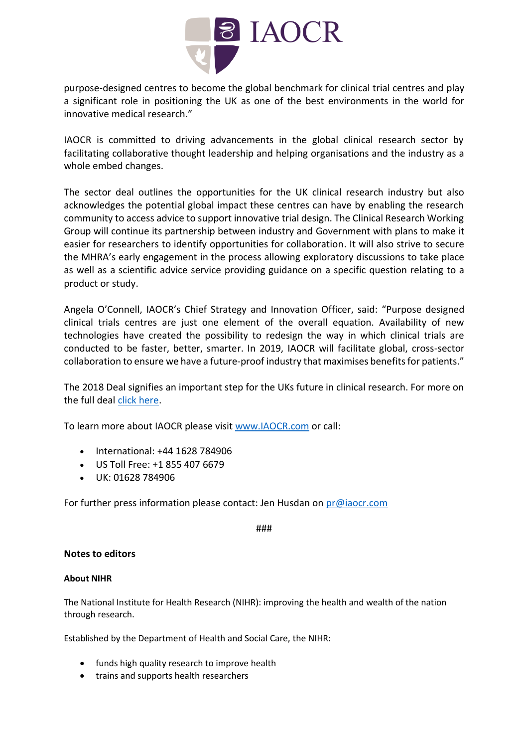purpose-designed centres to become the global benchmark for clinical trial centres and play a significant role in positioning the UK as one of the best environments in the world for innovative medical research."

IAOCR is committed to driving advancements in the global clinical research sector by facilitating collaborative thought leadership and helping organisations and the industry as a whole embed changes.

The sector deal outlines the opportunities for the UK clinical research industry but also acknowledges the potential global impact these centres can have by enabling the research community to access advice to support innovative trial design. The Clinical Research Working Group will continue its partnership between industry and Government with plans to make it easier for researchers to identify opportunities for collaboration. It will also strive to secure the MHRA's early engagement in the process allowing exploratory discussions to take place as well as a scientific advice service providing guidance on a specific question relating to a product or study.

Angela O'Connell, IAOCR's Chief Strategy and Innovation Officer, said: "Purpose designed clinical trials centres are just one element of the overall equation. Availability of new technologies have created the possibility to redesign the way in which clinical trials are conducted to be faster, better, smarter. In 2019, IAOCR will facilitate global, cross-sector collaboration to ensure we have a future-proof industry that maximises benefits for patients."

The 2018 Deal signifies an important step for the UKs future in clinical research. For more on the full deal click here.

To learn more about IAOCR please visit www.IAOCR.com or call:

- International: +44 1628 784906
- US Toll Free: +1 855 407 6679
- UK: 01628 784906

For further press information please contact: Jen Husdan on pr@iaocr.com

###

**Notes to editors**

**About NIHR**

The National Institute for Health Research (NIHR): improving the health and wealth of the nation through research.

Established by the Department of Health and Social Care, the NIHR:

- funds high quality research to improve health
- trains and supports health researchers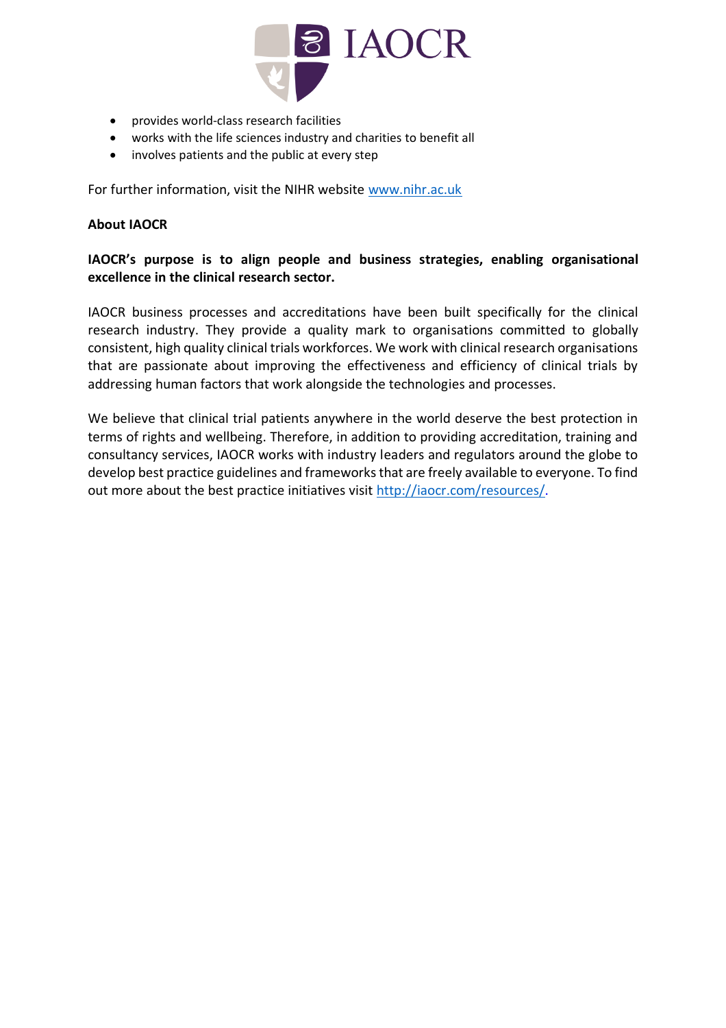- provides world-class research facilities
- works with the life sciences industry and charities to benefit all
- involves patients and the public at every step

For further information, visit the NIHR website www.nihr.ac.uk

**About IAOCR**

**IAOCR's purpose is to align people and business strategies, enabling organisational excellence in the clinical research sector.**

IAOCR business processes and accreditations have been built specifically for the clinical research industry. They provide a quality mark to organisations committed to globally consistent, high quality clinical trials workforces. We work with clinical research organisations that are passionate about improving the effectiveness and efficiency of clinical trials by addressing human factors that work alongside the technologies and processes.

We believe that clinical trial patients anywhere in the world deserve the best protection in terms of rights and wellbeing. Therefore, in addition to providing accreditation, training and consultancy services, IAOCR works with industry leaders and regulators around the globe to develop best practice guidelines and frameworks that are freely available to everyone. To find out more about the best practice initiatives visit http://iaocr.com/resources/.